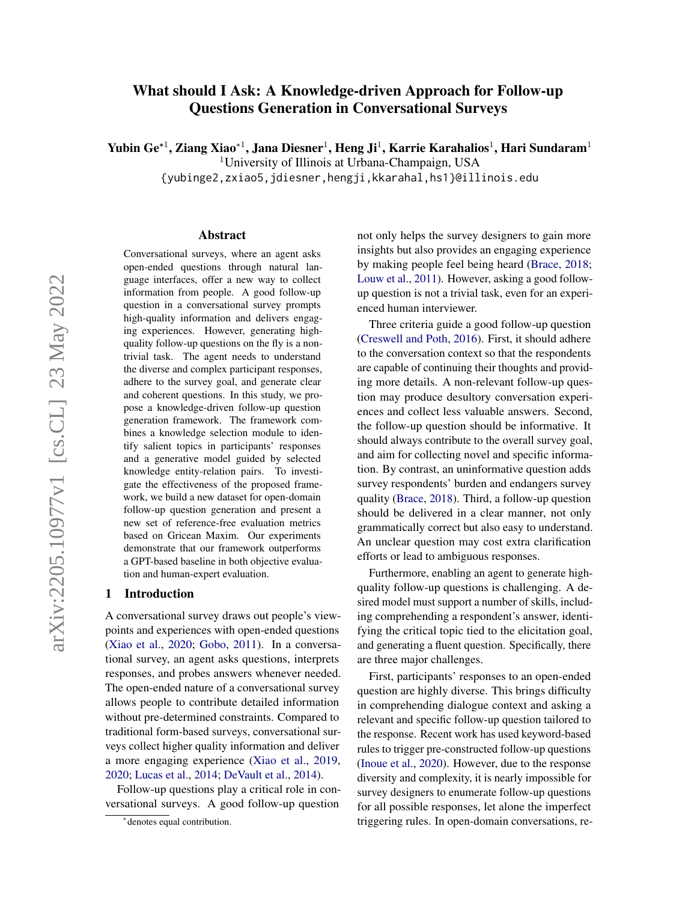# What should I Ask: A Knowledge-driven Approach for Follow-up Questions Generation in Conversational Surveys

**Yubin Ge*[1], Ziang Xiao*[1], Jana Diesner[1], Heng Ji[1], Karrie Karahalios[1], Hari Sundaram[1]**

[1]University of Illinois at Urbana-Champaign, USA

{yubinge2,zxiao5,jdiesner,hengji,kkarahal,hs1}@illinois.edu

## Abstract

Conversational surveys, where an agent asks open-ended questions through natural language interfaces, offer a new way to collect information from people. A good follow-up question in a conversational survey prompts high-quality information and delivers engaging experiences. However, generating high-quality follow-up questions on the fly is a non-trivial task. The agent needs to understand the diverse and complex participant responses, adhere to the survey goal, and generate clear and coherent questions. In this study, we propose a knowledge-driven follow-up question generation framework. The framework combines a knowledge selection module to identify salient topics in participants' responses and a generative model guided by selected knowledge entity-relation pairs. To investigate the effectiveness of the proposed framework, we build a new dataset for open-domain follow-up question generation and present a new set of reference-free evaluation metrics based on Gricean Maxim. Our experiments demonstrate that our framework outperforms a GPT-based baseline in both objective evaluation and human-expert evaluation.

## 1 Introduction

A conversational survey draws out people's viewpoints and experiences with open-ended questions (Xiao et al., 2020; Gobo, 2011). In a conversational survey, an agent asks questions, interprets responses, and probes answers whenever needed. The open-ended nature of a conversational survey allows people to contribute detailed information without pre-determined constraints. Compared to traditional form-based surveys, conversational surveys collect higher quality information and deliver a more engaging experience (Xiao et al., 2019, 2020; Lucas et al., 2014; DeVault et al., 2014).

Follow-up questions play a critical role in conversational surveys. A good follow-up question not only helps the survey designers to gain more insights but also provides an engaging experience by making people feel being heard (Brace, 2018; Louw et al., 2011). However, asking a good follow-up question is not a trivial task, even for an experienced human interviewer.

Three criteria guide a good follow-up question (Creswell and Poth, 2016). First, it should adhere to the conversation context so that the respondents are capable of continuing their thoughts and providing more details. A non-relevant follow-up question may produce desultory conversation experiences and collect less valuable answers. Second, the follow-up question should be informative. It should always contribute to the overall survey goal, and aim for collecting novel and specific information. By contrast, an uninformative question adds survey respondents' burden and endangers survey quality (Brace, 2018). Third, a follow-up question should be delivered in a clear manner, not only grammatically correct but also easy to understand. An unclear question may cost extra clarification efforts or lead to ambiguous responses.

Furthermore, enabling an agent to generate high-quality follow-up questions is challenging. A desired model must support a number of skills, including comprehending a respondent's answer, identifying the critical topic tied to the elicitation goal, and generating a fluent question. Specifically, there are three major challenges.

First, participants' responses to an open-ended question are highly diverse. This brings difficulty in comprehending dialogue context and asking a relevant and specific follow-up question tailored to the response. Recent work has used keyword-based rules to trigger pre-constructed follow-up questions (Inoue et al., 2020). However, due to the response diversity and complexity, it is nearly impossible for survey designers to enumerate follow-up questions for all possible responses, let alone the imperfect triggering rules. In open-domain conversations, re-

*denotes equal contribution.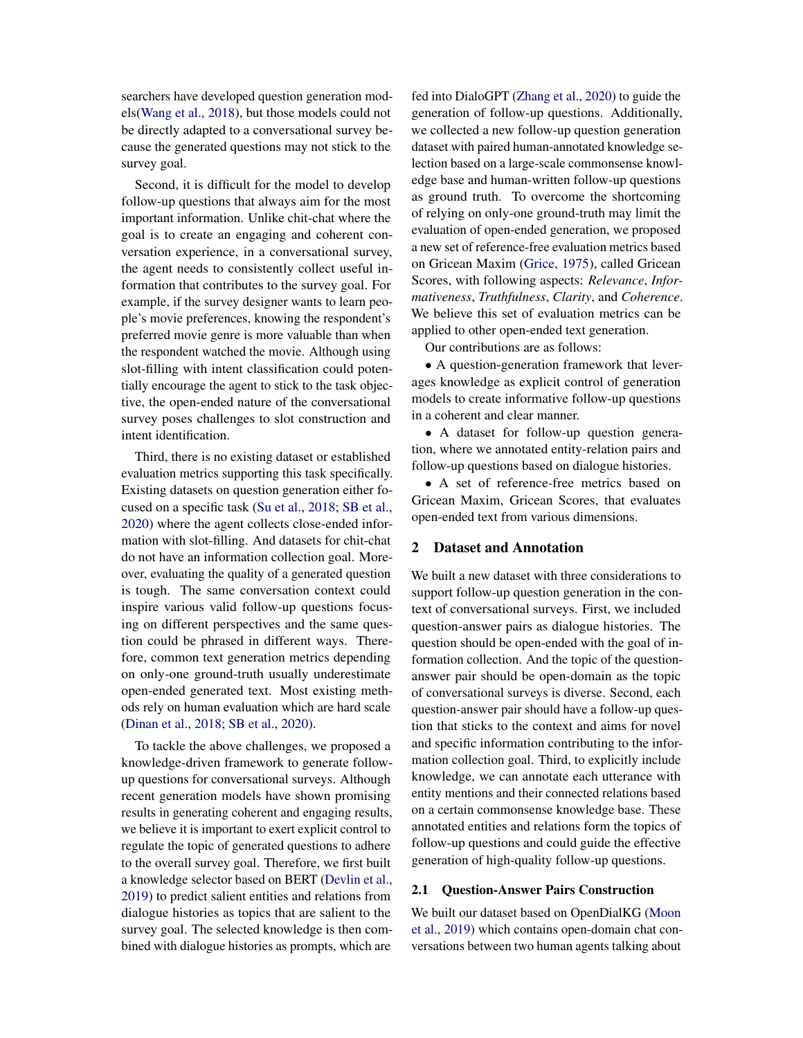searchers have developed question generation models(Wang et al., 2018), but those models could not be directly adapted to a conversational survey because the generated questions may not stick to the survey goal.

Second, it is difficult for the model to develop follow-up questions that always aim for the most important information. Unlike chit-chat where the goal is to create an engaging and coherent conversation experience, in a conversational survey, the agent needs to consistently collect useful information that contributes to the survey goal. For example, if the survey designer wants to learn people's movie preferences, knowing the respondent's preferred movie genre is more valuable than when the respondent watched the movie. Although using slot-filling with intent classification could potentially encourage the agent to stick to the task objective, the open-ended nature of the conversational survey poses challenges to slot construction and intent identification.

Third, there is no existing dataset or established evaluation metrics supporting this task specifically. Existing datasets on question generation either focused on a specific task (Su et al., 2018; SB et al., 2020) where the agent collects close-ended information with slot-filling. And datasets for chit-chat do not have an information collection goal. Moreover, evaluating the quality of a generated question is tough. The same conversation context could inspire various valid follow-up questions focusing on different perspectives and the same question could be phrased in different ways. Therefore, common text generation metrics depending on only-one ground-truth usually underestimate open-ended generated text. Most existing methods rely on human evaluation which are hard scale (Dinan et al., 2018; SB et al., 2020).

To tackle the above challenges, we proposed a knowledge-driven framework to generate follow-up questions for conversational surveys. Although recent generation models have shown promising results in generating coherent and engaging results, we believe it is important to exert explicit control to regulate the topic of generated questions to adhere to the overall survey goal. Therefore, we first built a knowledge selector based on BERT (Devlin et al., 2019) to predict salient entities and relations from dialogue histories as topics that are salient to the survey goal. The selected knowledge is then combined with dialogue histories as prompts, which are fed into DialoGPT (Zhang et al., 2020) to guide the generation of follow-up questions. Additionally, we collected a new follow-up question generation dataset with paired human-annotated knowledge selection based on a large-scale commonsense knowledge base and human-written follow-up questions as ground truth. To overcome the shortcoming of relying on only-one ground-truth may limit the evaluation of open-ended generation, we proposed a new set of reference-free evaluation metrics based on Gricean Maxim (Grice, 1975), called Gricean Scores, with following aspects: *Relevance*, *Informativeness*, *Truthfulness*, *Clarity*, and *Coherence*. We believe this set of evaluation metrics can be applied to other open-ended text generation.

Our contributions are as follows:

- A question-generation framework that leverages knowledge as explicit control of generation models to create informative follow-up questions in a coherent and clear manner.
- A dataset for follow-up question generation, where we annotated entity-relation pairs and follow-up questions based on dialogue histories.
- A set of reference-free metrics based on Gricean Maxim, Gricean Scores, that evaluates open-ended text from various dimensions.

## 2 Dataset and Annotation

We built a new dataset with three considerations to support follow-up question generation in the context of conversational surveys. First, we included question-answer pairs as dialogue histories. The question should be open-ended with the goal of information collection. And the topic of the question-answer pair should be open-domain as the topic of conversational surveys is diverse. Second, each question-answer pair should have a follow-up question that sticks to the context and aims for novel and specific information contributing to the information collection goal. Third, to explicitly include knowledge, we can annotate each utterance with entity mentions and their connected relations based on a certain commonsense knowledge base. These annotated entities and relations form the topics of follow-up questions and could guide the effective generation of high-quality follow-up questions.

### 2.1 Question-Answer Pairs Construction

We built our dataset based on OpenDialKG (Moon et al., 2019) which contains open-domain chat conversations between two human agents talking about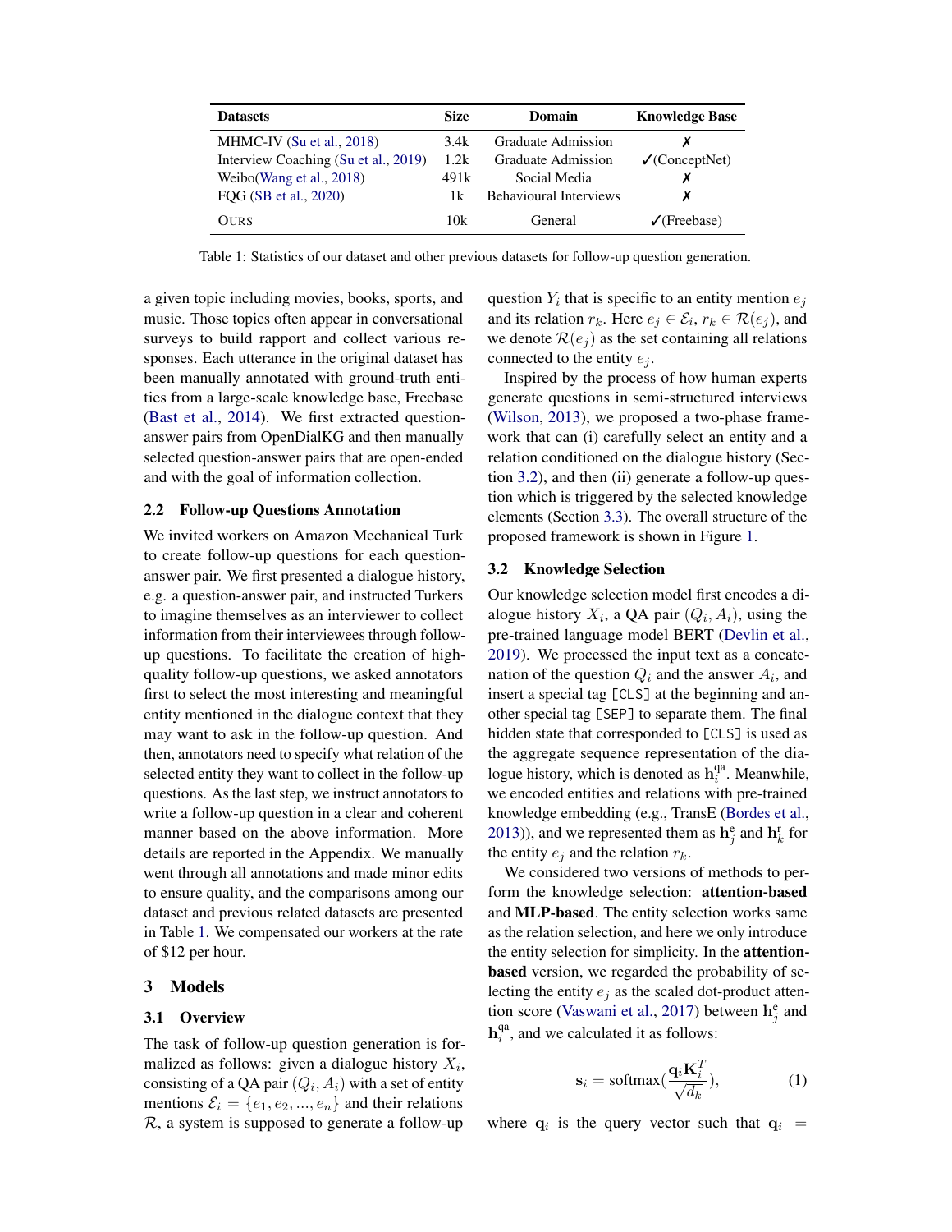| Datasets | Size | Domain | Knowledge Base |
| --- | --- | --- | --- |
| MHMC-IV (Su et al., 2018) | 3.4k | Graduate Admission | ✗ |
| Interview Coaching (Su et al., 2019) | 1.2k | Graduate Admission | ✓(ConceptNet) |
| Weibo(Wang et al., 2018) | 491k | Social Media | ✗ |
| FQG (SB et al., 2020) | 1k | Behavioural Interviews | ✗ |
| OURS | 10k | General | ✓(Freebase) |

Table 1: Statistics of our dataset and other previous datasets for follow-up question generation.

a given topic including movies, books, sports, and music. Those topics often appear in conversational surveys to build rapport and collect various responses. Each utterance in the original dataset has been manually annotated with ground-truth entities from a large-scale knowledge base, Freebase (Bast et al., 2014). We first extracted question-answer pairs from OpenDialKG and then manually selected question-answer pairs that are open-ended and with the goal of information collection.

### 2.2 Follow-up Questions Annotation

We invited workers on Amazon Mechanical Turk to create follow-up questions for each question-answer pair. We first presented a dialogue history, e.g. a question-answer pair, and instructed Turkers to imagine themselves as an interviewer to collect information from their interviewees through follow-up questions. To facilitate the creation of high-quality follow-up questions, we asked annotators first to select the most interesting and meaningful entity mentioned in the dialogue context that they may want to ask in the follow-up question. And then, annotators need to specify what relation of the selected entity they want to collect in the follow-up questions. As the last step, we instruct annotators to write a follow-up question in a clear and coherent manner based on the above information. More details are reported in the Appendix. We manually went through all annotations and made minor edits to ensure quality, and the comparisons among our dataset and previous related datasets are presented in Table 1. We compensated our workers at the rate of $12 per hour.

## 3 Models

### 3.1 Overview

The task of follow-up question generation is formalized as follows: given a dialogue history $X_i$, consisting of a QA pair $(Q_i, A_i)$ with a set of entity mentions $\mathcal{E}_i = \{e_1, e_2, ..., e_n\}$ and their relations $\mathcal{R}$, a system is supposed to generate a follow-up question $Y_i$ that is specific to an entity mention $e_j$ and its relation $r_k$. Here $e_j \in \mathcal{E}_i$, $r_k \in \mathcal{R}(e_j)$, and we denote $\mathcal{R}(e_j)$ as the set containing all relations connected to the entity $e_j$.

Inspired by the process of how human experts generate questions in semi-structured interviews (Wilson, 2013), we proposed a two-phase framework that can (i) carefully select an entity and a relation conditioned on the dialogue history (Section 3.2), and then (ii) generate a follow-up question which is triggered by the selected knowledge elements (Section 3.3). The overall structure of the proposed framework is shown in Figure 1.

### 3.2 Knowledge Selection

Our knowledge selection model first encodes a dialogue history $X_i$, a QA pair $(Q_i, A_i)$, using the pre-trained language model BERT (Devlin et al., 2019). We processed the input text as a concatenation of the question $Q_i$ and the answer $A_i$, and insert a special tag `[CLS]` at the beginning and another special tag `[SEP]` to separate them. The final hidden state that corresponded to `[CLS]` is used as the aggregate sequence representation of the dialogue history, which is denoted as $\mathbf{h}_i^{\text{qa}}$. Meanwhile, we encoded entities and relations with pre-trained knowledge embedding (e.g., TransE (Bordes et al., 2013)), and we represented them as $\mathbf{h}_j^{\text{e}}$ and $\mathbf{h}_k^{\text{r}}$ for the entity $e_j$ and the relation $r_k$.

We considered two versions of methods to perform the knowledge selection: **attention-based** and **MLP-based**. The entity selection works same as the relation selection, and here we only introduce the entity selection for simplicity. In the **attention-based** version, we regarded the probability of selecting the entity $e_j$ as the scaled dot-product attention score (Vaswani et al., 2017) between $\mathbf{h}_j^{\text{e}}$ and $\mathbf{h}_i^{\text{qa}}$, and we calculated it as follows:

$$\mathbf{s}_i = \text{softmax}(\frac{\mathbf{q}_i \mathbf{K}_i^T}{\sqrt{d_k}}), \tag{1}$$

where $\mathbf{q}_i$ is the query vector such that $\mathbf{q}_i$ =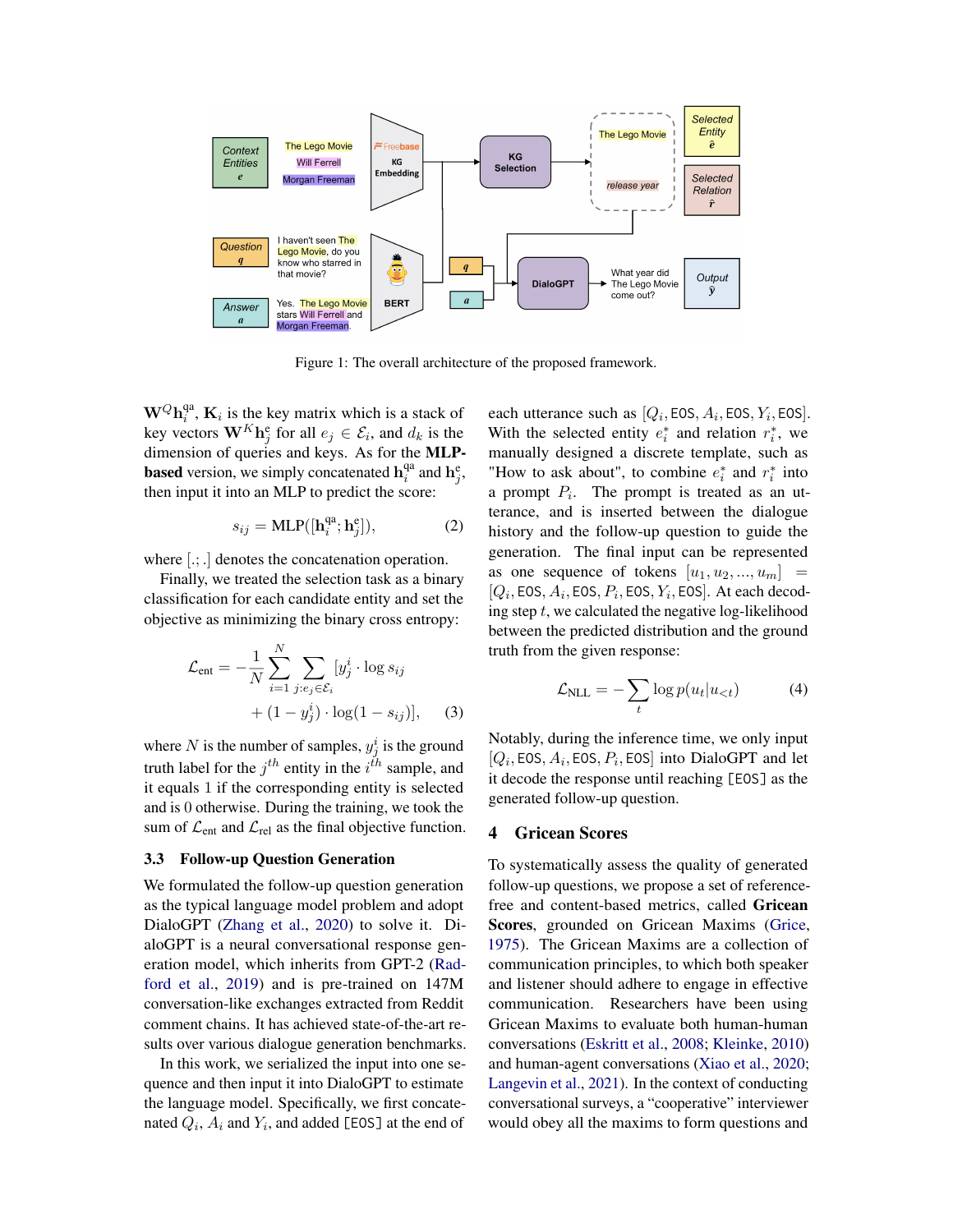Figure 1: The overall architecture of the proposed framework.

$\mathbf{W}^Q\mathbf{h}_i^{\text{qa}}$, $\mathbf{K}_i$ is the key matrix which is a stack of key vectors $\mathbf{W}^K\mathbf{h}_j^{\text{e}}$ for all $e_j \in \mathcal{E}_i$, and $d_k$ is the dimension of queries and keys. As for the **MLP-based** version, we simply concatenated $\mathbf{h}_i^{\text{qa}}$ and $\mathbf{h}_j^{\text{e}}$, then input it into an MLP to predict the score:

$$s_{ij} = \text{MLP}([\mathbf{h}_i^{\text{qa}}; \mathbf{h}_j^{\text{e}}]), \tag{2}$$

where $[.;.]$ denotes the concatenation operation.

Finally, we treated the selection task as a binary classification for each candidate entity and set the objective as minimizing the binary cross entropy:

$$\mathcal{L}_{\text{ent}} = -\frac{1}{N}\sum_{i=1}^{N}\sum_{j:e_j\in\mathcal{E}_i}[y_j^i \cdot \log s_{ij} + (1-y_j^i)\cdot\log(1-s_{ij})], \tag{3}$$

where $N$ is the number of samples, $y_j^i$ is the ground truth label for the $j^{th}$ entity in the $i^{th}$ sample, and it equals 1 if the corresponding entity is selected and is 0 otherwise. During the training, we took the sum of $\mathcal{L}_{\text{ent}}$ and $\mathcal{L}_{\text{rel}}$ as the final objective function.

### 3.3 Follow-up Question Generation

We formulated the follow-up question generation as the typical language model problem and adopt DialoGPT (Zhang et al., 2020) to solve it. DialoGPT is a neural conversational response generation model, which inherits from GPT-2 (Radford et al., 2019) and is pre-trained on 147M conversation-like exchanges extracted from Reddit comment chains. It has achieved state-of-the-art results over various dialogue generation benchmarks.

In this work, we serialized the input into one sequence and then input it into DialoGPT to estimate the language model. Specifically, we first concatenated $Q_i$, $A_i$ and $Y_i$, and added [EOS] at the end of each utterance such as $[Q_i, \texttt{EOS}, A_i, \texttt{EOS}, Y_i, \texttt{EOS}]$. With the selected entity $e_i^*$ and relation $r_i^*$, we manually designed a discrete template, such as "How to ask about", to combine $e_i^*$ and $r_i^*$ into a prompt $P_i$. The prompt is treated as an utterance, and is inserted between the dialogue history and the follow-up question to guide the generation. The final input can be represented as one sequence of tokens $[u_1, u_2, ..., u_m] = [Q_i, \texttt{EOS}, A_i, \texttt{EOS}, P_i, \texttt{EOS}, Y_i, \texttt{EOS}]$. At each decoding step $t$, we calculated the negative log-likelihood between the predicted distribution and the ground truth from the given response:

$$\mathcal{L}_{\text{NLL}} = -\sum_t \log p(u_t|u_{<t}) \tag{4}$$

Notably, during the inference time, we only input $[Q_i, \texttt{EOS}, A_i, \texttt{EOS}, P_i, \texttt{EOS}]$ into DialoGPT and let it decode the response until reaching [EOS] as the generated follow-up question.

## 4 Gricean Scores

To systematically assess the quality of generated follow-up questions, we propose a set of reference-free and content-based metrics, called **Gricean Scores**, grounded on Gricean Maxims (Grice, 1975). The Gricean Maxims are a collection of communication principles, to which both speaker and listener should adhere to engage in effective communication. Researchers have been using Gricean Maxims to evaluate both human-human conversations (Eskritt et al., 2008; Kleinke, 2010) and human-agent conversations (Xiao et al., 2020; Langevin et al., 2021). In the context of conducting conversational surveys, a "cooperative" interviewer would obey all the maxims to form questions and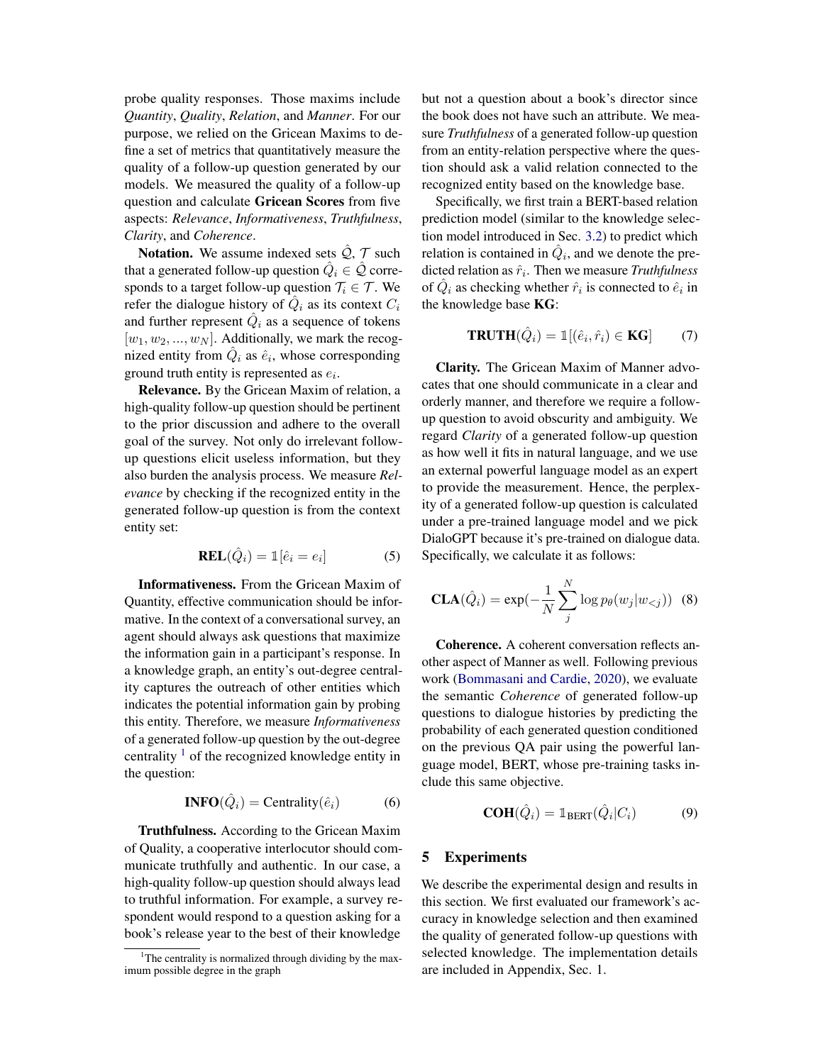probe quality responses. Those maxims include *Quantity*, *Quality*, *Relation*, and *Manner*. For our purpose, we relied on the Gricean Maxims to define a set of metrics that quantitatively measure the quality of a follow-up question generated by our models. We measured the quality of a follow-up question and calculate **Gricean Scores** from five aspects: *Relevance*, *Informativeness*, *Truthfulness*, *Clarity*, and *Coherence*.

**Notation.** We assume indexed sets $\hat{\mathcal{Q}}$, $\mathcal{T}$ such that a generated follow-up question $\hat{Q}_i \in \hat{\mathcal{Q}}$ corresponds to a target follow-up question $\mathcal{T}_i \in \mathcal{T}$. We refer the dialogue history of $\hat{Q}_i$ as its context $C_i$ and further represent $\hat{Q}_i$ as a sequence of tokens $[w_1, w_2, ..., w_N]$. Additionally, we mark the recognized entity from $\hat{Q}_i$ as $\hat{e}_i$, whose corresponding ground truth entity is represented as $e_i$.

**Relevance.** By the Gricean Maxim of relation, a high-quality follow-up question should be pertinent to the prior discussion and adhere to the overall goal of the survey. Not only do irrelevant follow-up questions elicit useless information, but they also burden the analysis process. We measure *Relevance* by checking if the recognized entity in the generated follow-up question is from the context entity set:

$$\textbf{REL}(\hat{Q}_i) = \mathbb{1}[\hat{e}_i = e_i] \tag{5}$$

**Informativeness.** From the Gricean Maxim of Quantity, effective communication should be informative. In the context of a conversational survey, an agent should always ask questions that maximize the information gain in a participant's response. In a knowledge graph, an entity's out-degree centrality captures the outreach of other entities which indicates the potential information gain by probing this entity. Therefore, we measure *Informativeness* of a generated follow-up question by the out-degree centrality [1] of the recognized knowledge entity in the question:

$$\textbf{INFO}(\hat{Q}_i) = \text{Centrality}(\hat{e}_i) \tag{6}$$

**Truthfulness.** According to the Gricean Maxim of Quality, a cooperative interlocutor should communicate truthfully and authentic. In our case, a high-quality follow-up question should always lead to truthful information. For example, a survey respondent would respond to a question asking for a book's release year to the best of their knowledge but not a question about a book's director since the book does not have such an attribute. We measure *Truthfulness* of a generated follow-up question from an entity-relation perspective where the question should ask a valid relation connected to the recognized entity based on the knowledge base.

Specifically, we first train a BERT-based relation prediction model (similar to the knowledge selection model introduced in Sec. 3.2) to predict which relation is contained in $\hat{Q}_i$, and we denote the predicted relation as $\hat{r}_i$. Then we measure *Truthfulness* of $\hat{Q}_i$ as checking whether $\hat{r}_i$ is connected to $\hat{e}_i$ in the knowledge base **KG**:

$$\textbf{TRUTH}(\hat{Q}_i) = \mathbb{1}[(\hat{e}_i, \hat{r}_i) \in \textbf{KG}] \tag{7}$$

**Clarity.** The Gricean Maxim of Manner advocates that one should communicate in a clear and orderly manner, and therefore we require a follow-up question to avoid obscurity and ambiguity. We regard *Clarity* of a generated follow-up question as how well it fits in natural language, and we use an external powerful language model as an expert to provide the measurement. Hence, the perplexity of a generated follow-up question is calculated under a pre-trained language model and we pick DialoGPT because it's pre-trained on dialogue data. Specifically, we calculate it as follows:

$$\textbf{CLA}(\hat{Q}_i) = \exp\left(-\frac{1}{N}\sum_{j}^{N} \log p_\theta(w_j | w_{<j})\right) \tag{8}$$

**Coherence.** A coherent conversation reflects another aspect of Manner as well. Following previous work (Bommasani and Cardie, 2020), we evaluate the semantic *Coherence* of generated follow-up questions to dialogue histories by predicting the probability of each generated question conditioned on the previous QA pair using the powerful language model, BERT, whose pre-training tasks include this same objective.

$$\textbf{COH}(\hat{Q}_i) = \mathbb{1}_{\text{BERT}}(\hat{Q}_i | C_i) \tag{9}$$

## 5 Experiments

We describe the experimental design and results in this section. We first evaluated our framework's accuracy in knowledge selection and then examined the quality of generated follow-up questions with selected knowledge. The implementation details are included in Appendix, Sec. 1.

[1] The centrality is normalized through dividing by the maximum possible degree in the graph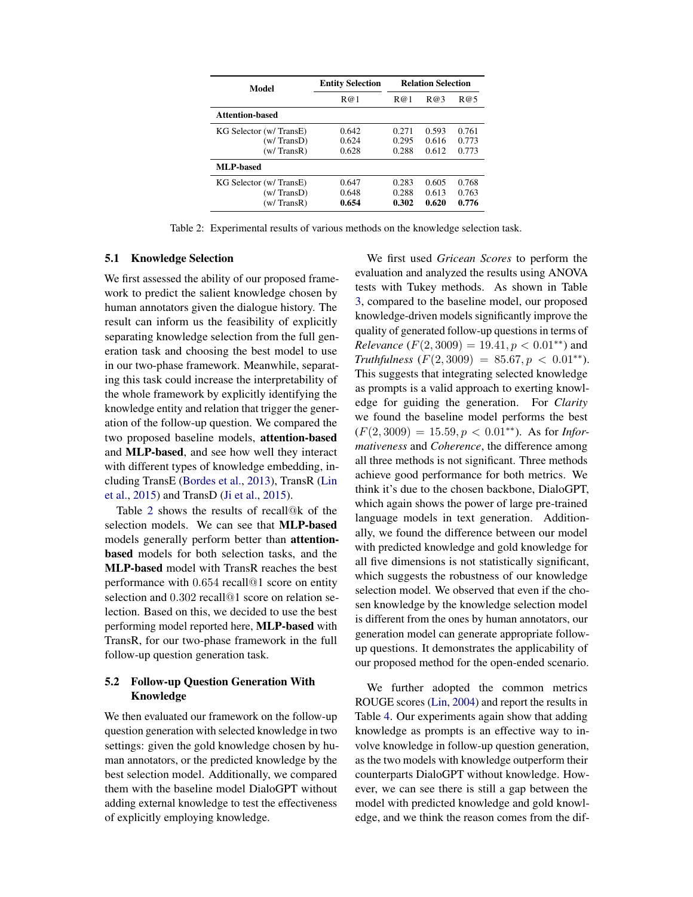| Model | Entity Selection | Relation Selection | | |
|---|---|---|---|---|
| | R@1 | R@1 | R@3 | R@5 |
| **Attention-based** | | | | |
| KG Selector (w/ TransE) | 0.642 | 0.271 | 0.593 | 0.761 |
| (w/ TransD) | 0.624 | 0.295 | 0.616 | 0.773 |
| (w/ TransR) | 0.628 | 0.288 | 0.612 | 0.773 |
| **MLP-based** | | | | |
| KG Selector (w/ TransE) | 0.647 | 0.283 | 0.605 | 0.768 |
| (w/ TransD) | 0.648 | 0.288 | 0.613 | 0.763 |
| (w/ TransR) | **0.654** | **0.302** | **0.620** | **0.776** |

Table 2: Experimental results of various methods on the knowledge selection task.

### 5.1 Knowledge Selection

We first assessed the ability of our proposed framework to predict the salient knowledge chosen by human annotators given the dialogue history. The result can inform us the feasibility of explicitly separating knowledge selection from the full generation task and choosing the best model to use in our two-phase framework. Meanwhile, separating this task could increase the interpretability of the whole framework by explicitly identifying the knowledge entity and relation that trigger the generation of the follow-up question. We compared the two proposed baseline models, **attention-based** and **MLP-based**, and see how well they interact with different types of knowledge embedding, including TransE (Bordes et al., 2013), TransR (Lin et al., 2015) and TransD (Ji et al., 2015).

Table 2 shows the results of recall@k of the selection models. We can see that **MLP-based** models generally perform better than **attention-based** models for both selection tasks, and the **MLP-based** model with TransR reaches the best performance with 0.654 recall@1 score on entity selection and 0.302 recall@1 score on relation selection. Based on this, we decided to use the best performing model reported here, **MLP-based** with TransR, for our two-phase framework in the full follow-up question generation task.

### 5.2 Follow-up Question Generation With Knowledge

We then evaluated our framework on the follow-up question generation with selected knowledge in two settings: given the gold knowledge chosen by human annotators, or the predicted knowledge by the best selection model. Additionally, we compared them with the baseline model DialoGPT without adding external knowledge to test the effectiveness of explicitly employing knowledge.

We first used *Gricean Scores* to perform the evaluation and analyzed the results using ANOVA tests with Tukey methods. As shown in Table 3, compared to the baseline model, our proposed knowledge-driven models significantly improve the quality of generated follow-up questions in terms of *Relevance* ($F(2, 3009) = 19.41, p < 0.01^{**}$) and *Truthfulness* ($F(2, 3009) = 85.67, p < 0.01^{**}$). This suggests that integrating selected knowledge as prompts is a valid approach to exerting knowledge for guiding the generation. For *Clarity* we found the baseline model performs the best ($F(2, 3009) = 15.59, p < 0.01^{**}$). As for *Informativeness* and *Coherence*, the difference among all three methods is not significant. Three methods achieve good performance for both metrics. We think it's due to the chosen backbone, DialoGPT, which again shows the power of large pre-trained language models in text generation. Additionally, we found the difference between our model with predicted knowledge and gold knowledge for all five dimensions is not statistically significant, which suggests the robustness of our knowledge selection model. We observed that even if the chosen knowledge by the knowledge selection model is different from the ones by human annotators, our generation model can generate appropriate follow-up questions. It demonstrates the applicability of our proposed method for the open-ended scenario.

We further adopted the common metrics ROUGE scores (Lin, 2004) and report the results in Table 4. Our experiments again show that adding knowledge as prompts is an effective way to involve knowledge in follow-up question generation, as the two models with knowledge outperform their counterparts DialoGPT without knowledge. However, we can see there is still a gap between the model with predicted knowledge and gold knowledge, and we think the reason comes from the dif-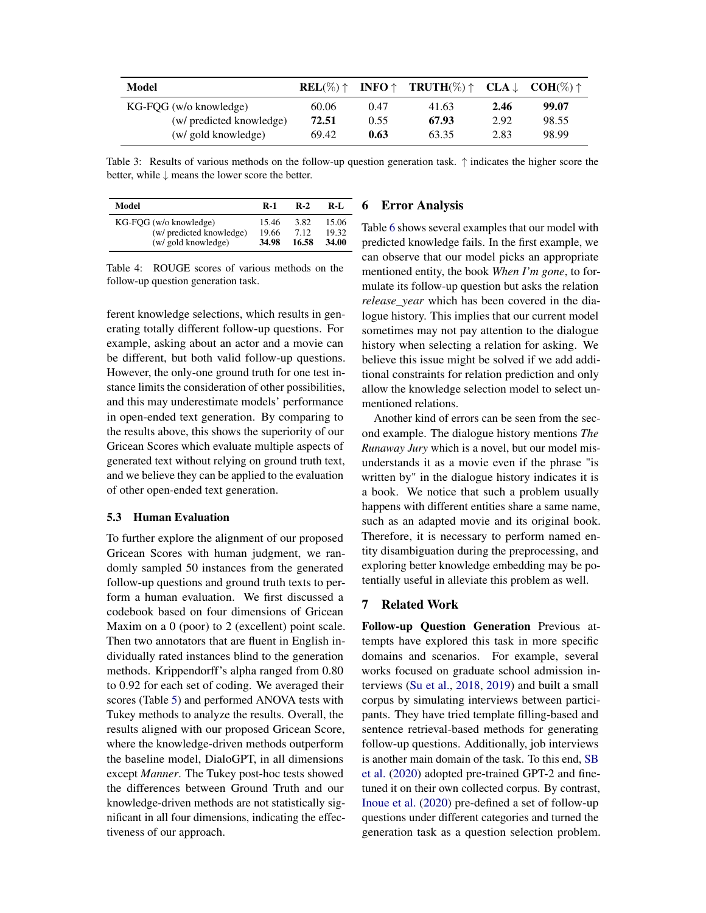| Model | REL(%) ↑ | INFO ↑ | TRUTH(%) ↑ | CLA ↓ | COH(%) ↑ |
|---|---|---|---|---|---|
| KG-FQG (w/o knowledge) | 60.06 | 0.47 | 41.63 | **2.46** | **99.07** |
| (w/ predicted knowledge) | **72.51** | 0.55 | **67.93** | 2.92 | 98.55 |
| (w/ gold knowledge) | 69.42 | **0.63** | 63.35 | 2.83 | 98.99 |

Table 3: Results of various methods on the follow-up question generation task. ↑ indicates the higher score the better, while ↓ means the lower score the better.

| Model | R-1 | R-2 | R-L |
|---|---|---|---|
| KG-FQG (w/o knowledge) | 15.46 | 3.82 | 15.06 |
| (w/ predicted knowledge) | 19.66 | 7.12 | 19.32 |
| (w/ gold knowledge) | **34.98** | **16.58** | **34.00** |

Table 4: ROUGE scores of various methods on the follow-up question generation task.

ferent knowledge selections, which results in generating totally different follow-up questions. For example, asking about an actor and a movie can be different, but both valid follow-up questions. However, the only-one ground truth for one test instance limits the consideration of other possibilities, and this may underestimate models' performance in open-ended text generation. By comparing to the results above, this shows the superiority of our Gricean Scores which evaluate multiple aspects of generated text without relying on ground truth text, and we believe they can be applied to the evaluation of other open-ended text generation.

### 5.3 Human Evaluation

To further explore the alignment of our proposed Gricean Scores with human judgment, we randomly sampled 50 instances from the generated follow-up questions and ground truth texts to perform a human evaluation. We first discussed a codebook based on four dimensions of Gricean Maxim on a 0 (poor) to 2 (excellent) point scale. Then two annotators that are fluent in English individually rated instances blind to the generation methods. Krippendorff's alpha ranged from 0.80 to 0.92 for each set of coding. We averaged their scores (Table 5) and performed ANOVA tests with Tukey methods to analyze the results. Overall, the results aligned with our proposed Gricean Score, where the knowledge-driven methods outperform the baseline model, DialoGPT, in all dimensions except *Manner*. The Tukey post-hoc tests showed the differences between Ground Truth and our knowledge-driven methods are not statistically significant in all four dimensions, indicating the effectiveness of our approach.

## 6 Error Analysis

Table 6 shows several examples that our model with predicted knowledge fails. In the first example, we can observe that our model picks an appropriate mentioned entity, the book *When I'm gone*, to formulate its follow-up question but asks the relation *release_year* which has been covered in the dialogue history. This implies that our current model sometimes may not pay attention to the dialogue history when selecting a relation for asking. We believe this issue might be solved if we add additional constraints for relation prediction and only allow the knowledge selection model to select unmentioned relations.

Another kind of errors can be seen from the second example. The dialogue history mentions *The Runaway Jury* which is a novel, but our model misunderstands it as a movie even if the phrase "is written by" in the dialogue history indicates it is a book. We notice that such a problem usually happens with different entities share a same name, such as an adapted movie and its original book. Therefore, it is necessary to perform named entity disambiguation during the preprocessing, and exploring better knowledge embedding may be potentially useful in alleviate this problem as well.

## 7 Related Work

**Follow-up Question Generation** Previous attempts have explored this task in more specific domains and scenarios. For example, several works focused on graduate school admission interviews (Su et al., 2018, 2019) and built a small corpus by simulating interviews between participants. They have tried template filling-based and sentence retrieval-based methods for generating follow-up questions. Additionally, job interviews is another main domain of the task. To this end, SB et al. (2020) adopted pre-trained GPT-2 and fine-tuned it on their own collected corpus. By contrast, Inoue et al. (2020) pre-defined a set of follow-up questions under different categories and turned the generation task as a question selection problem.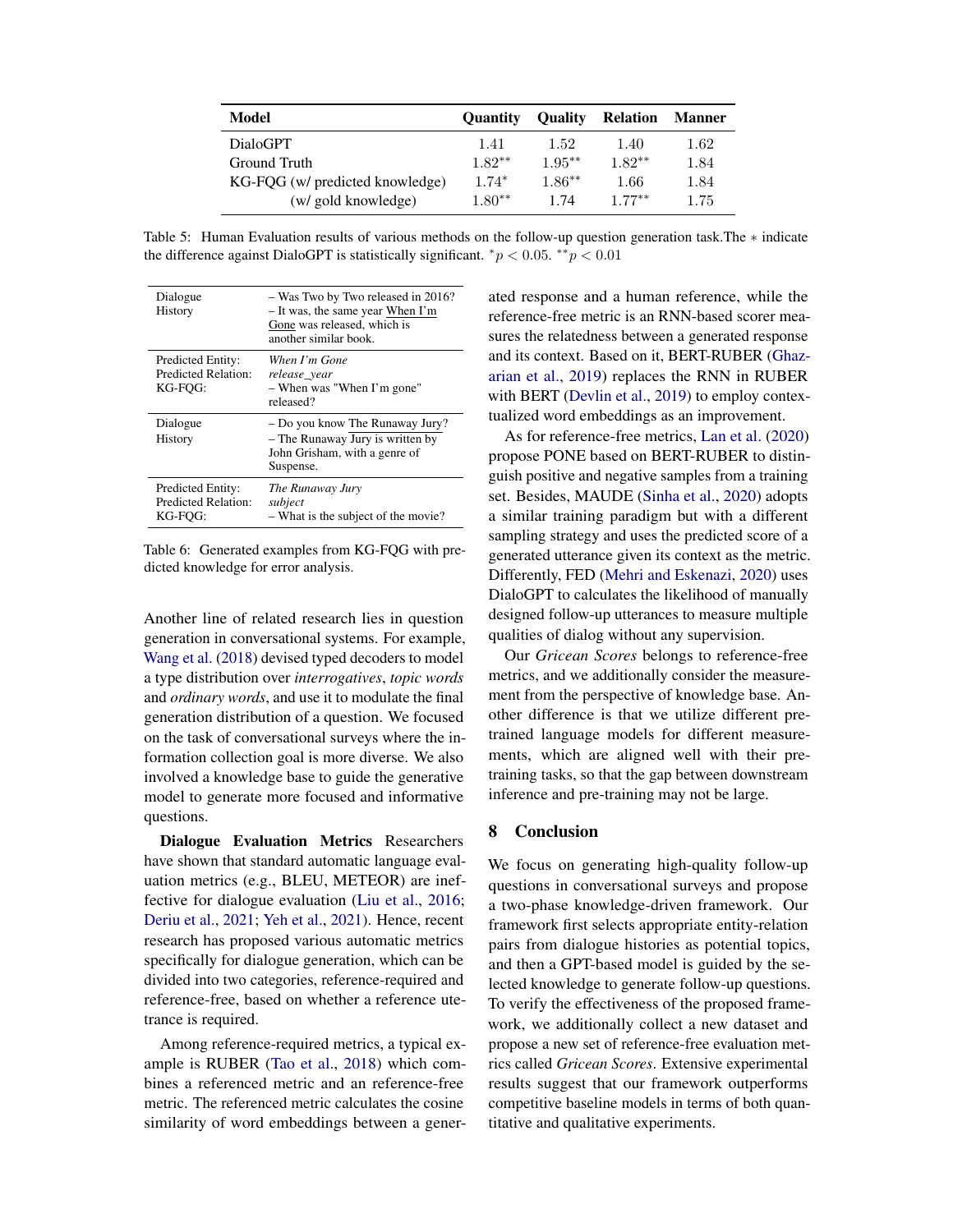| Model | Quantity | Quality | Relation | Manner |
|---|---|---|---|---|
| DialoGPT | 1.41 | 1.52 | 1.40 | 1.62 |
| Ground Truth | $1.82^{**}$ | $1.95^{**}$ | $1.82^{**}$ | 1.84 |
| KG-FQG (w/ predicted knowledge) | $1.74^{*}$ | $1.86^{**}$ | 1.66 | 1.84 |
| (w/ gold knowledge) | $1.80^{**}$ | 1.74 | $1.77^{**}$ | 1.75 |

Table 5: Human Evaluation results of various methods on the follow-up question generation task.The $*$ indicate the difference against DialoGPT is statistically significant. $^{*}p < 0.05$. $^{**}p < 0.01$

| | |
|---|---|
| Dialogue History | – Was Two by Two released in 2016? – It was, the same year When I'm Gone was released, which is another similar book. |
| Predicted Entity: Predicted Relation: KG-FQG: | *When I'm Gone* *release_year* – When was "When I'm gone" released? |
| Dialogue History | – Do you know The Runaway Jury? – The Runaway Jury is written by John Grisham, with a genre of Suspense. |
| Predicted Entity: Predicted Relation: KG-FQG: | *The Runaway Jury* *subject* – What is the subject of the movie? |

Table 6: Generated examples from KG-FQG with predicted knowledge for error analysis.

Another line of related research lies in question generation in conversational systems. For example, Wang et al. (2018) devised typed decoders to model a type distribution over *interrogatives*, *topic words* and *ordinary words*, and use it to modulate the final generation distribution of a question. We focused on the task of conversational surveys where the information collection goal is more diverse. We also involved a knowledge base to guide the generative model to generate more focused and informative questions.

**Dialogue Evaluation Metrics** Researchers have shown that standard automatic language evaluation metrics (e.g., BLEU, METEOR) are ineffective for dialogue evaluation (Liu et al., 2016; Deriu et al., 2021; Yeh et al., 2021). Hence, recent research has proposed various automatic metrics specifically for dialogue generation, which can be divided into two categories, reference-required and reference-free, based on whether a reference uterance is required.

Among reference-required metrics, a typical example is RUBER (Tao et al., 2018) which combines a referenced metric and an reference-free metric. The referenced metric calculates the cosine similarity of word embeddings between a generated response and a human reference, while the reference-free metric is an RNN-based scorer measures the relatedness between a generated response and its context. Based on it, BERT-RUBER (Ghazarian et al., 2019) replaces the RNN in RUBER with BERT (Devlin et al., 2019) to employ contextualized word embeddings as an improvement.

As for reference-free metrics, Lan et al. (2020) propose PONE based on BERT-RUBER to distinguish positive and negative samples from a training set. Besides, MAUDE (Sinha et al., 2020) adopts a similar training paradigm but with a different sampling strategy and uses the predicted score of a generated utterance given its context as the metric. Differently, FED (Mehri and Eskenazi, 2020) uses DialoGPT to calculates the likelihood of manually designed follow-up utterances to measure multiple qualities of dialog without any supervision.

Our *Gricean Scores* belongs to reference-free metrics, and we additionally consider the measurement from the perspective of knowledge base. Another difference is that we utilize different pretrained language models for different measurements, which are aligned well with their pretraining tasks, so that the gap between downstream inference and pre-training may not be large.

## 8 Conclusion

We focus on generating high-quality follow-up questions in conversational surveys and propose a two-phase knowledge-driven framework. Our framework first selects appropriate entity-relation pairs from dialogue histories as potential topics, and then a GPT-based model is guided by the selected knowledge to generate follow-up questions. To verify the effectiveness of the proposed framework, we additionally collect a new dataset and propose a new set of reference-free evaluation metrics called *Gricean Scores*. Extensive experimental results suggest that our framework outperforms competitive baseline models in terms of both quantitative and qualitative experiments.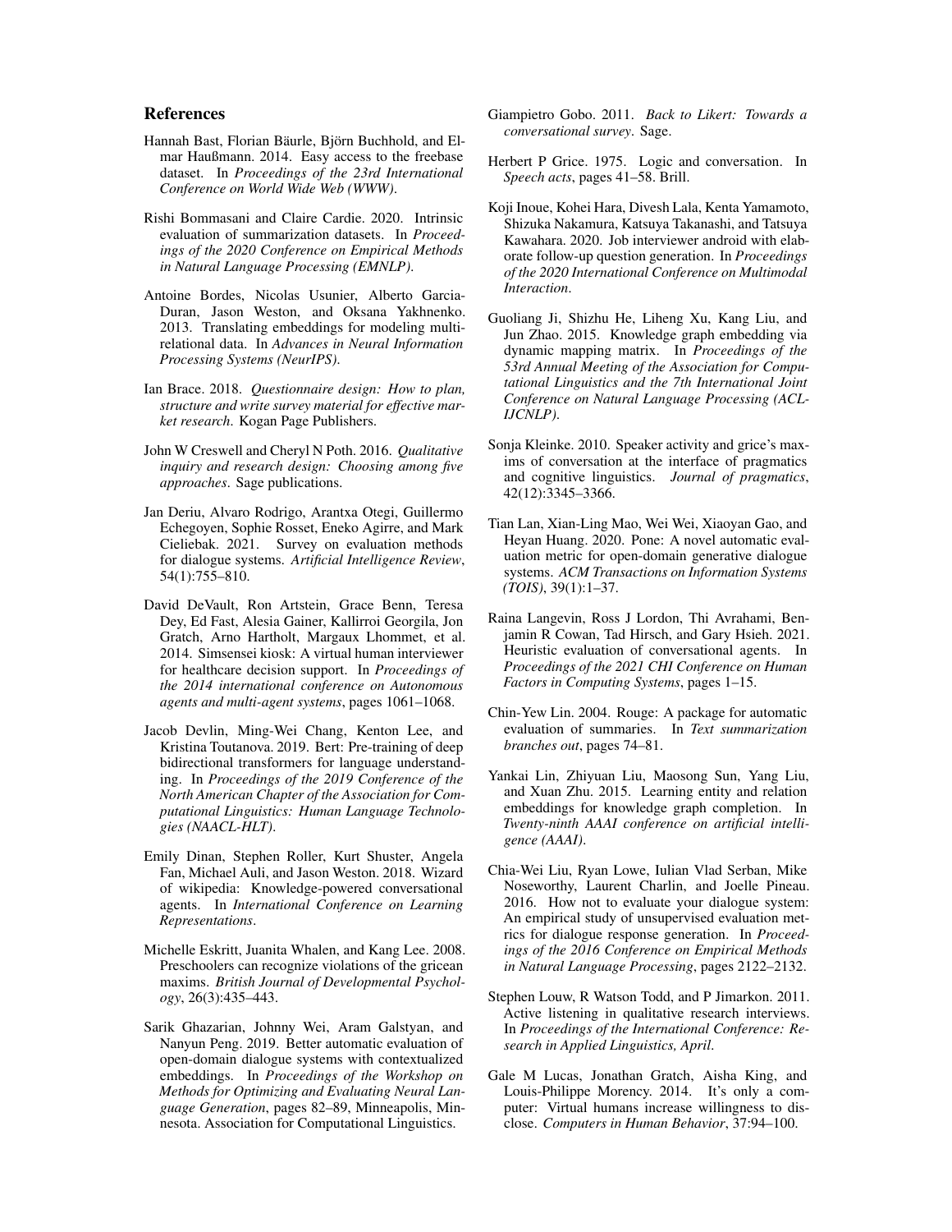## References

Hannah Bast, Florian Bäurle, Björn Buchhold, and Elmar Haußmann. 2014. Easy access to the freebase dataset. In *Proceedings of the 23rd International Conference on World Wide Web (WWW)*.

Rishi Bommasani and Claire Cardie. 2020. Intrinsic evaluation of summarization datasets. In *Proceedings of the 2020 Conference on Empirical Methods in Natural Language Processing (EMNLP)*.

Antoine Bordes, Nicolas Usunier, Alberto Garcia-Duran, Jason Weston, and Oksana Yakhnenko. 2013. Translating embeddings for modeling multi-relational data. In *Advances in Neural Information Processing Systems (NeurIPS)*.

Ian Brace. 2018. *Questionnaire design: How to plan, structure and write survey material for effective market research*. Kogan Page Publishers.

John W Creswell and Cheryl N Poth. 2016. *Qualitative inquiry and research design: Choosing among five approaches*. Sage publications.

Jan Deriu, Alvaro Rodrigo, Arantxa Otegi, Guillermo Echegoyen, Sophie Rosset, Eneko Agirre, and Mark Cieliebak. 2021. Survey on evaluation methods for dialogue systems. *Artificial Intelligence Review*, 54(1):755–810.

David DeVault, Ron Artstein, Grace Benn, Teresa Dey, Ed Fast, Alesia Gainer, Kallirroi Georgila, Jon Gratch, Arno Hartholt, Margaux Lhommet, et al. 2014. Simsensei kiosk: A virtual human interviewer for healthcare decision support. In *Proceedings of the 2014 international conference on Autonomous agents and multi-agent systems*, pages 1061–1068.

Jacob Devlin, Ming-Wei Chang, Kenton Lee, and Kristina Toutanova. 2019. Bert: Pre-training of deep bidirectional transformers for language understanding. In *Proceedings of the 2019 Conference of the North American Chapter of the Association for Computational Linguistics: Human Language Technologies (NAACL-HLT)*.

Emily Dinan, Stephen Roller, Kurt Shuster, Angela Fan, Michael Auli, and Jason Weston. 2018. Wizard of wikipedia: Knowledge-powered conversational agents. In *International Conference on Learning Representations*.

Michelle Eskritt, Juanita Whalen, and Kang Lee. 2008. Preschoolers can recognize violations of the gricean maxims. *British Journal of Developmental Psychology*, 26(3):435–443.

Sarik Ghazarian, Johnny Wei, Aram Galstyan, and Nanyun Peng. 2019. Better automatic evaluation of open-domain dialogue systems with contextualized embeddings. In *Proceedings of the Workshop on Methods for Optimizing and Evaluating Neural Language Generation*, pages 82–89, Minneapolis, Minnesota. Association for Computational Linguistics.

Giampietro Gobo. 2011. *Back to Likert: Towards a conversational survey*. Sage.

Herbert P Grice. 1975. Logic and conversation. In *Speech acts*, pages 41–58. Brill.

Koji Inoue, Kohei Hara, Divesh Lala, Kenta Yamamoto, Shizuka Nakamura, Katsuya Takanashi, and Tatsuya Kawahara. 2020. Job interviewer android with elaborate follow-up question generation. In *Proceedings of the 2020 International Conference on Multimodal Interaction*.

Guoliang Ji, Shizhu He, Liheng Xu, Kang Liu, and Jun Zhao. 2015. Knowledge graph embedding via dynamic mapping matrix. In *Proceedings of the 53rd Annual Meeting of the Association for Computational Linguistics and the 7th International Joint Conference on Natural Language Processing (ACL-IJCNLP)*.

Sonja Kleinke. 2010. Speaker activity and grice's maxims of conversation at the interface of pragmatics and cognitive linguistics. *Journal of pragmatics*, 42(12):3345–3366.

Tian Lan, Xian-Ling Mao, Wei Wei, Xiaoyan Gao, and Heyan Huang. 2020. Pone: A novel automatic evaluation metric for open-domain generative dialogue systems. *ACM Transactions on Information Systems (TOIS)*, 39(1):1–37.

Raina Langevin, Ross J Lordon, Thi Avrahami, Benjamin R Cowan, Tad Hirsch, and Gary Hsieh. 2021. Heuristic evaluation of conversational agents. In *Proceedings of the 2021 CHI Conference on Human Factors in Computing Systems*, pages 1–15.

Chin-Yew Lin. 2004. Rouge: A package for automatic evaluation of summaries. In *Text summarization branches out*, pages 74–81.

Yankai Lin, Zhiyuan Liu, Maosong Sun, Yang Liu, and Xuan Zhu. 2015. Learning entity and relation embeddings for knowledge graph completion. In *Twenty-ninth AAAI conference on artificial intelligence (AAAI)*.

Chia-Wei Liu, Ryan Lowe, Iulian Vlad Serban, Mike Noseworthy, Laurent Charlin, and Joelle Pineau. 2016. How not to evaluate your dialogue system: An empirical study of unsupervised evaluation metrics for dialogue response generation. In *Proceedings of the 2016 Conference on Empirical Methods in Natural Language Processing*, pages 2122–2132.

Stephen Louw, R Watson Todd, and P Jimarkon. 2011. Active listening in qualitative research interviews. In *Proceedings of the International Conference: Research in Applied Linguistics, April*.

Gale M Lucas, Jonathan Gratch, Aisha King, and Louis-Philippe Morency. 2014. It's only a computer: Virtual humans increase willingness to disclose. *Computers in Human Behavior*, 37:94–100.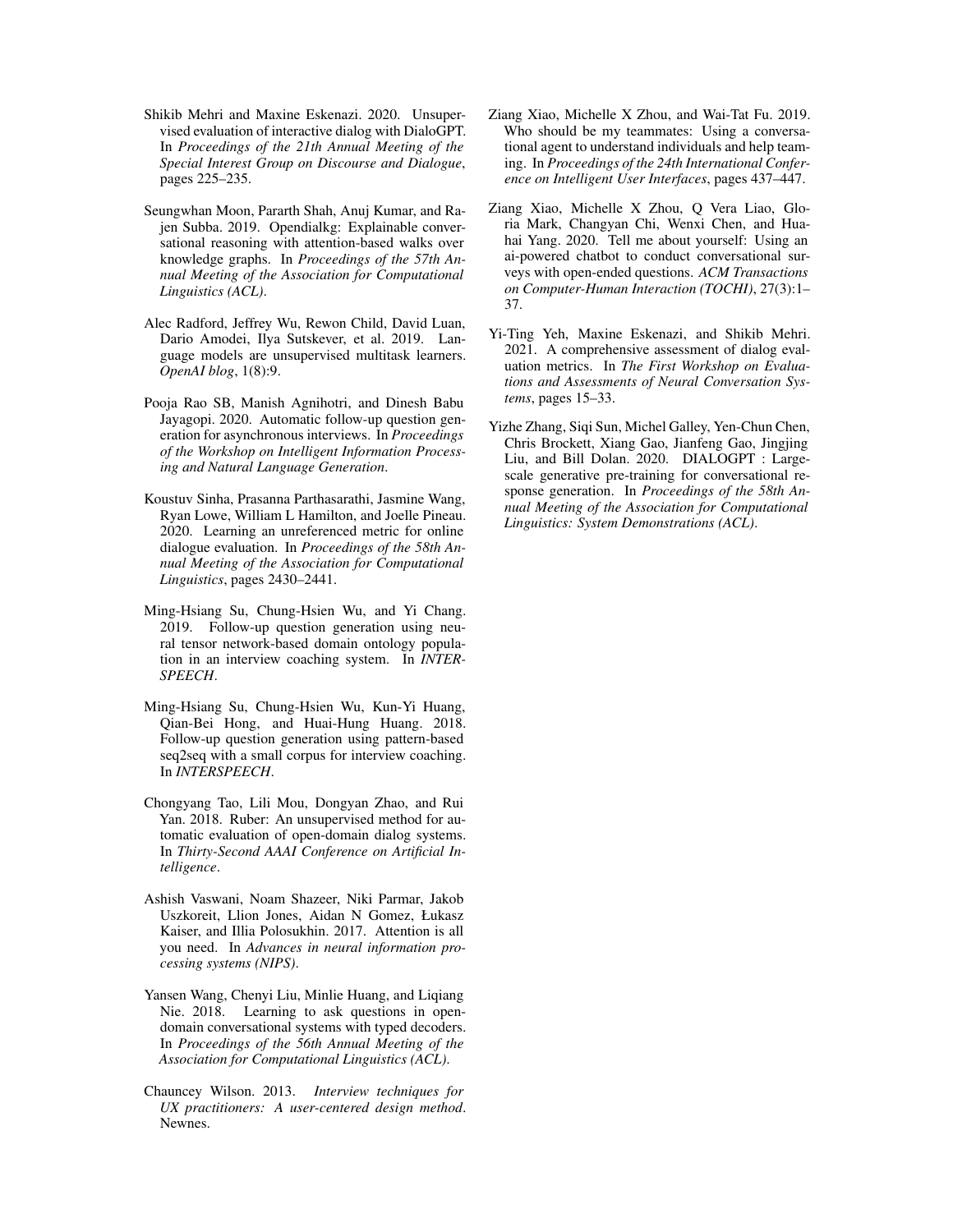Shikib Mehri and Maxine Eskenazi. 2020. Unsupervised evaluation of interactive dialog with DialoGPT. In *Proceedings of the 21th Annual Meeting of the Special Interest Group on Discourse and Dialogue*, pages 225–235.

Seungwhan Moon, Pararth Shah, Anuj Kumar, and Rajen Subba. 2019. Opendialkg: Explainable conversational reasoning with attention-based walks over knowledge graphs. In *Proceedings of the 57th Annual Meeting of the Association for Computational Linguistics (ACL)*.

Alec Radford, Jeffrey Wu, Rewon Child, David Luan, Dario Amodei, Ilya Sutskever, et al. 2019. Language models are unsupervised multitask learners. *OpenAI blog*, 1(8):9.

Pooja Rao SB, Manish Agnihotri, and Dinesh Babu Jayagopi. 2020. Automatic follow-up question generation for asynchronous interviews. In *Proceedings of the Workshop on Intelligent Information Processing and Natural Language Generation*.

Koustuv Sinha, Prasanna Parthasarathi, Jasmine Wang, Ryan Lowe, William L Hamilton, and Joelle Pineau. 2020. Learning an unreferenced metric for online dialogue evaluation. In *Proceedings of the 58th Annual Meeting of the Association for Computational Linguistics*, pages 2430–2441.

Ming-Hsiang Su, Chung-Hsien Wu, and Yi Chang. 2019. Follow-up question generation using neural tensor network-based domain ontology population in an interview coaching system. In *INTERSPEECH*.

Ming-Hsiang Su, Chung-Hsien Wu, Kun-Yi Huang, Qian-Bei Hong, and Huai-Hung Huang. 2018. Follow-up question generation using pattern-based seq2seq with a small corpus for interview coaching. In *INTERSPEECH*.

Chongyang Tao, Lili Mou, Dongyan Zhao, and Rui Yan. 2018. Ruber: An unsupervised method for automatic evaluation of open-domain dialog systems. In *Thirty-Second AAAI Conference on Artificial Intelligence*.

Ashish Vaswani, Noam Shazeer, Niki Parmar, Jakob Uszkoreit, Llion Jones, Aidan N Gomez, Łukasz Kaiser, and Illia Polosukhin. 2017. Attention is all you need. In *Advances in neural information processing systems (NIPS)*.

Yansen Wang, Chenyi Liu, Minlie Huang, and Liqiang Nie. 2018. Learning to ask questions in open-domain conversational systems with typed decoders. In *Proceedings of the 56th Annual Meeting of the Association for Computational Linguistics (ACL)*.

Chauncey Wilson. 2013. *Interview techniques for UX practitioners: A user-centered design method*. Newnes.

Ziang Xiao, Michelle X Zhou, and Wai-Tat Fu. 2019. Who should be my teammates: Using a conversational agent to understand individuals and help teaming. In *Proceedings of the 24th International Conference on Intelligent User Interfaces*, pages 437–447.

Ziang Xiao, Michelle X Zhou, Q Vera Liao, Gloria Mark, Changyan Chi, Wenxi Chen, and Huahai Yang. 2020. Tell me about yourself: Using an ai-powered chatbot to conduct conversational surveys with open-ended questions. *ACM Transactions on Computer-Human Interaction (TOCHI)*, 27(3):1–37.

Yi-Ting Yeh, Maxine Eskenazi, and Shikib Mehri. 2021. A comprehensive assessment of dialog evaluation metrics. In *The First Workshop on Evaluations and Assessments of Neural Conversation Systems*, pages 15–33.

Yizhe Zhang, Siqi Sun, Michel Galley, Yen-Chun Chen, Chris Brockett, Xiang Gao, Jianfeng Gao, Jingjing Liu, and Bill Dolan. 2020. DIALOGPT : Large-scale generative pre-training for conversational response generation. In *Proceedings of the 58th Annual Meeting of the Association for Computational Linguistics: System Demonstrations (ACL)*.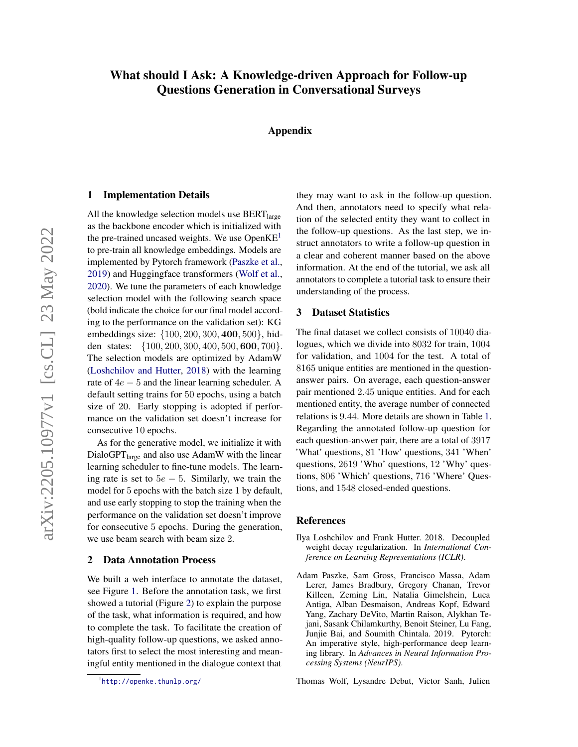# What should I Ask: A Knowledge-driven Approach for Follow-up Questions Generation in Conversational Surveys

### Appendix

## 1 Implementation Details

All the knowledge selection models use $\text{BERT}_{\text{large}}$ as the backbone encoder which is initialized with the pre-trained uncased weights. We use OpenKE[1] to pre-train all knowledge embeddings. Models are implemented by Pytorch framework (Paszke et al., 2019) and Huggingface transformers (Wolf et al., 2020). We tune the parameters of each knowledge selection model with the following search space (bold indicate the choice for our final model according to the performance on the validation set): KG embeddings size: $\{100, 200, 300, \mathbf{400}, 500\}$, hidden states: $\{100, 200, 300, 400, 500, \mathbf{600}, 700\}$. The selection models are optimized by AdamW (Loshchilov and Hutter, 2018) with the learning rate of $4e-5$ and the linear learning scheduler. A default setting trains for $50$ epochs, using a batch size of $20$. Early stopping is adopted if performance on the validation set doesn't increase for consecutive $10$ epochs.

As for the generative model, we initialize it with $\text{DialoGPT}_{\text{large}}$ and also use AdamW with the linear learning scheduler to fine-tune models. The learning rate is set to $5e-5$. Similarly, we train the model for $5$ epochs with the batch size $1$ by default, and use early stopping to stop the training when the performance on the validation set doesn't improve for consecutive $5$ epochs. During the generation, we use beam search with beam size $2$.

## 2 Data Annotation Process

We built a web interface to annotate the dataset, see Figure 1. Before the annotation task, we first showed a tutorial (Figure 2) to explain the purpose of the task, what information is required, and how to complete the task. To facilitate the creation of high-quality follow-up questions, we asked annotators first to select the most interesting and meaningful entity mentioned in the dialogue context that they may want to ask in the follow-up question. And then, annotators need to specify what relation of the selected entity they want to collect in the follow-up questions. As the last step, we instruct annotators to write a follow-up question in a clear and coherent manner based on the above information. At the end of the tutorial, we ask all annotators to complete a tutorial task to ensure their understanding of the process.

## 3 Dataset Statistics

The final dataset we collect consists of $10040$ dialogues, which we divide into $8032$ for train, $1004$ for validation, and $1004$ for the test. A total of $8165$ unique entities are mentioned in the question-answer pairs. On average, each question-answer pair mentioned $2.45$ unique entities. And for each mentioned entity, the average number of connected relations is $9.44$. More details are shown in Table 1. Regarding the annotated follow-up question for each question-answer pair, there are a total of $3917$ 'What' questions, $81$ 'How' questions, $341$ 'When' questions, $2619$ 'Who' questions, $12$ 'Why' questions, $806$ 'Which' questions, $716$ 'Where' Questions, and $1548$ closed-ended questions.

[1] http://openke.thunlp.org/

## References

Ilya Loshchilov and Frank Hutter. 2018. Decoupled weight decay regularization. In *International Conference on Learning Representations (ICLR)*.

Adam Paszke, Sam Gross, Francisco Massa, Adam Lerer, James Bradbury, Gregory Chanan, Trevor Killeen, Zeming Lin, Natalia Gimelshein, Luca Antiga, Alban Desmaison, Andreas Kopf, Edward Yang, Zachary DeVito, Martin Raison, Alykhan Tejani, Sasank Chilamkurthy, Benoit Steiner, Lu Fang, Junjie Bai, and Soumith Chintala. 2019. Pytorch: An imperative style, high-performance deep learning library. In *Advances in Neural Information Processing Systems (NeurIPS)*.

Thomas Wolf, Lysandre Debut, Victor Sanh, Julien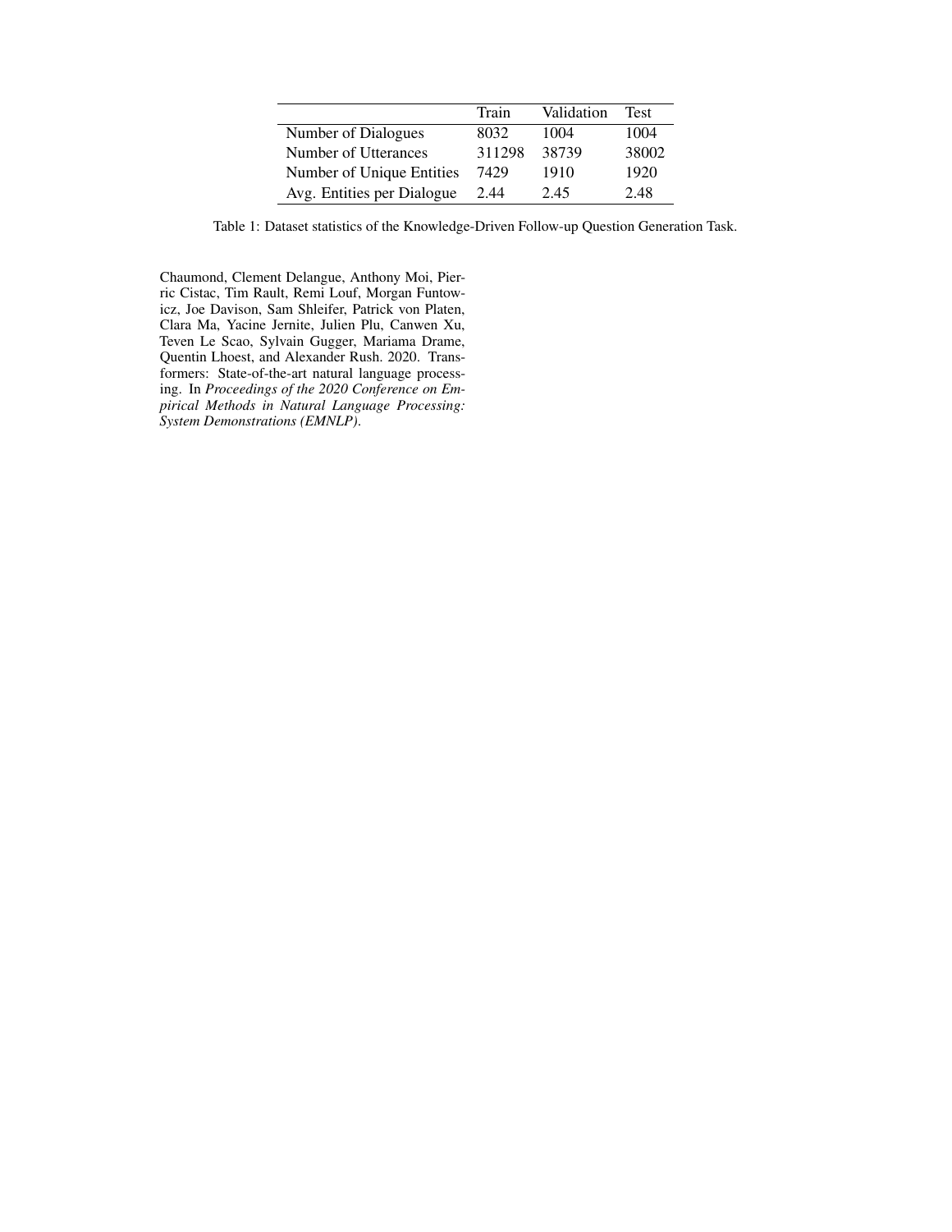| | Train | Validation | Test |
|---|---|---|---|
| Number of Dialogues | 8032 | 1004 | 1004 |
| Number of Utterances | 311298 | 38739 | 38002 |
| Number of Unique Entities | 7429 | 1910 | 1920 |
| Avg. Entities per Dialogue | 2.44 | 2.45 | 2.48 |

Table 1: Dataset statistics of the Knowledge-Driven Follow-up Question Generation Task.

Chaumond, Clement Delangue, Anthony Moi, Pierric Cistac, Tim Rault, Remi Louf, Morgan Funtowicz, Joe Davison, Sam Shleifer, Patrick von Platen, Clara Ma, Yacine Jernite, Julien Plu, Canwen Xu, Teven Le Scao, Sylvain Gugger, Mariama Drame, Quentin Lhoest, and Alexander Rush. 2020. Transformers: State-of-the-art natural language processing. In *Proceedings of the 2020 Conference on Empirical Methods in Natural Language Processing: System Demonstrations (EMNLP)*.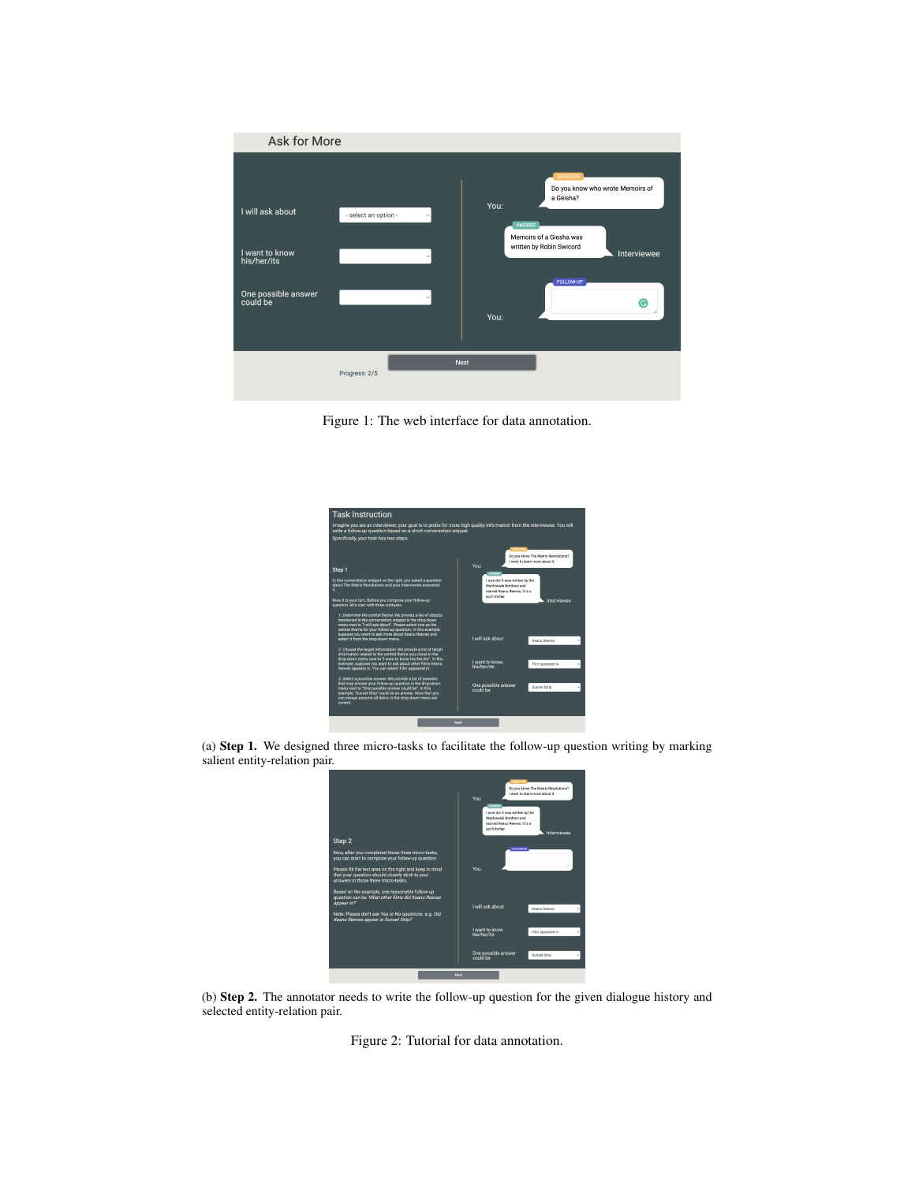Figure 1: The web interface for data annotation.

(a) **Step 1.** We designed three micro-tasks to facilitate the follow-up question writing by marking salient entity-relation pair.

(b) **Step 2.** The annotator needs to write the follow-up question for the given dialogue history and selected entity-relation pair.

Figure 2: Tutorial for data annotation.